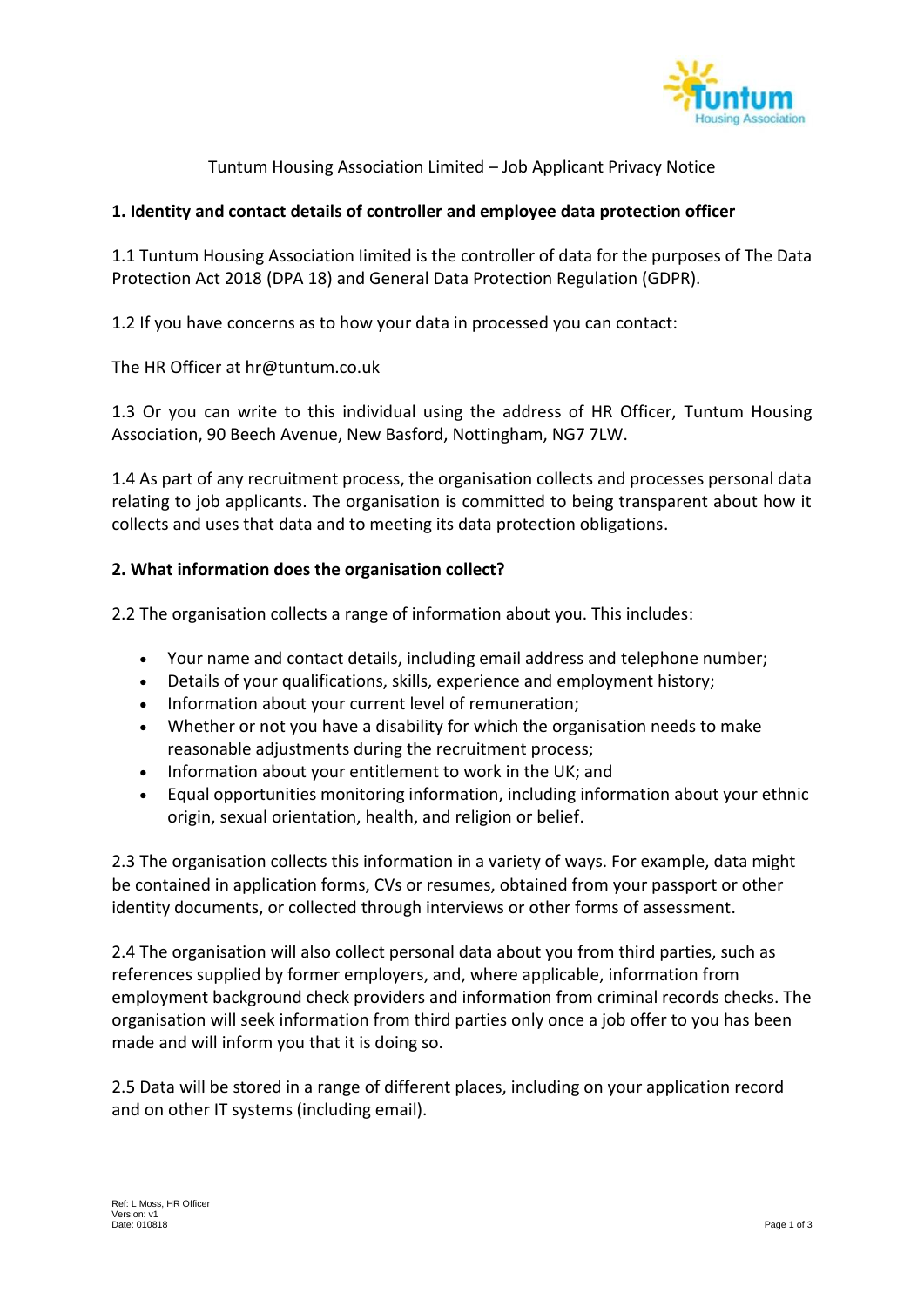Tuntum Housing Association Limited – Job Applicant Privacy Notice

## 1. Identity and contact details of controller and employee data protection officer

1.1 Tuntum Housing Association limited is the controller of data for the purposes of The Data Protection Act 2018 (DPA 18) and General Data Protection Regulation (GDPR).

1.2 If you have concerns as to how your data in processed you can contact:

The HR Officer at hr@tuntum.co.uk

1.3 Or you can write to this individual using the address of HR Officer, Tuntum Housing Association, 90 Beech Avenue, New Basford, Nottingham, NG7 7LW.

1.4 As part of any recruitment process, the organisation collects and processes personal data relating to job applicants. The organisation is committed to being transparent about how it collects and uses that data and to meeting its data protection obligations.

## 2. What information does the organisation collect?

2.2 The organisation collects a range of information about you. This includes:

- Your name and contact details, including email address and telephone number;
- Details of your qualifications, skills, experience and employment history;
- Information about your current level of remuneration;
- Whether or not you have a disability for which the organisation needs to make reasonable adjustments during the recruitment process;
- Information about your entitlement to work in the UK; and
- Equal opportunities monitoring information, including information about your ethnic origin, sexual orientation, health, and religion or belief.

2.3 The organisation collects this information in a variety of ways. For example, data might be contained in application forms, CVs or resumes, obtained from your passport or other identity documents, or collected through interviews or other forms of assessment.

2.4 The organisation will also collect personal data about you from third parties, such as references supplied by former employers, and, where applicable, information from employment background check providers and information from criminal records checks. The organisation will seek information from third parties only once a job offer to you has been made and will inform you that it is doing so.

2.5 Data will be stored in a range of different places, including on your application record and on other IT systems (including email).

Ref: L Moss, HR Officer
Version: v1
Date: 010818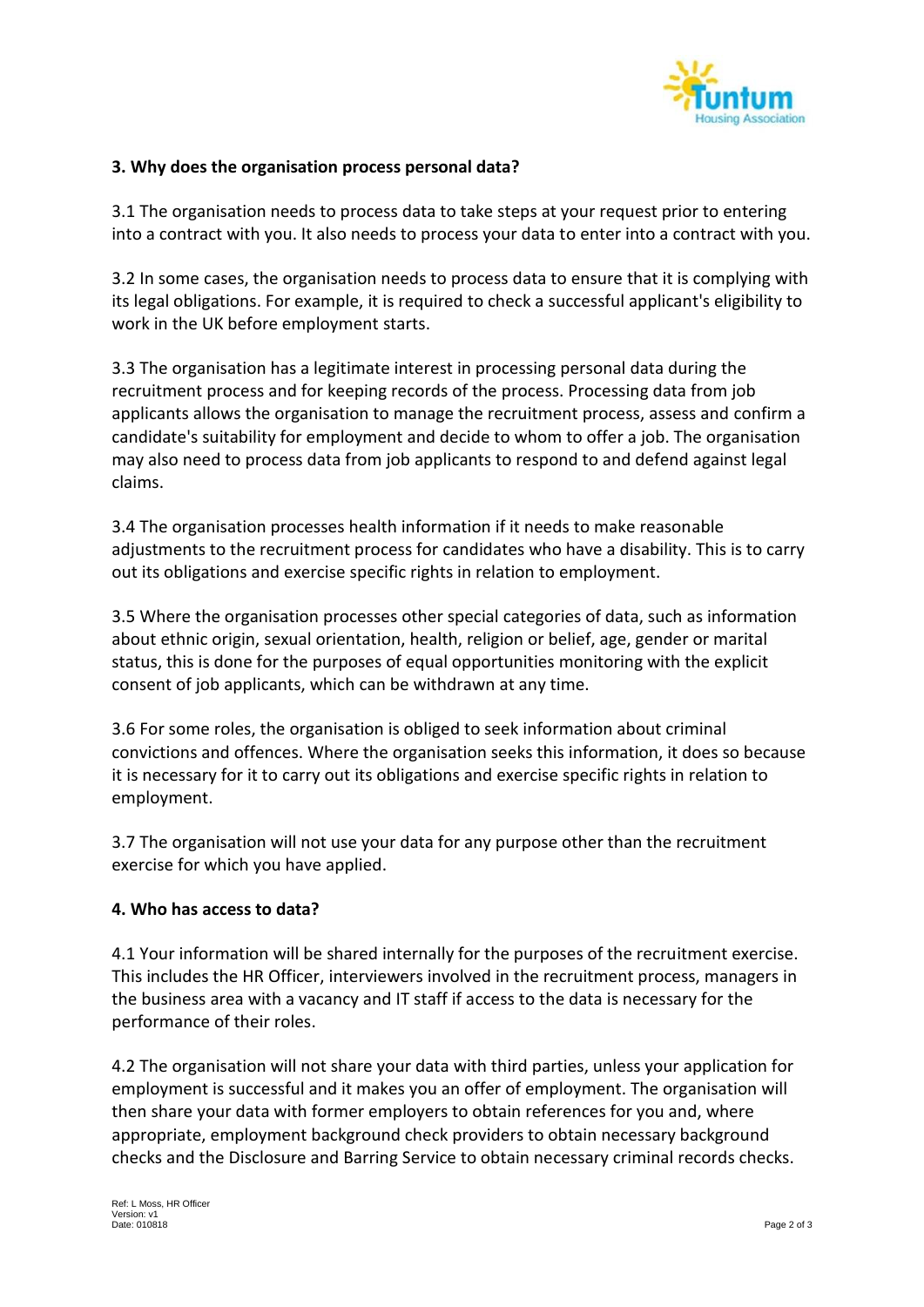### 3. Why does the organisation process personal data?

3.1 The organisation needs to process data to take steps at your request prior to entering into a contract with you. It also needs to process your data to enter into a contract with you.

3.2 In some cases, the organisation needs to process data to ensure that it is complying with its legal obligations. For example, it is required to check a successful applicant's eligibility to work in the UK before employment starts.

3.3 The organisation has a legitimate interest in processing personal data during the recruitment process and for keeping records of the process. Processing data from job applicants allows the organisation to manage the recruitment process, assess and confirm a candidate's suitability for employment and decide to whom to offer a job. The organisation may also need to process data from job applicants to respond to and defend against legal claims.

3.4 The organisation processes health information if it needs to make reasonable adjustments to the recruitment process for candidates who have a disability. This is to carry out its obligations and exercise specific rights in relation to employment.

3.5 Where the organisation processes other special categories of data, such as information about ethnic origin, sexual orientation, health, religion or belief, age, gender or marital status, this is done for the purposes of equal opportunities monitoring with the explicit consent of job applicants, which can be withdrawn at any time.

3.6 For some roles, the organisation is obliged to seek information about criminal convictions and offences. Where the organisation seeks this information, it does so because it is necessary for it to carry out its obligations and exercise specific rights in relation to employment.

3.7 The organisation will not use your data for any purpose other than the recruitment exercise for which you have applied.

### 4. Who has access to data?

4.1 Your information will be shared internally for the purposes of the recruitment exercise. This includes the HR Officer, interviewers involved in the recruitment process, managers in the business area with a vacancy and IT staff if access to the data is necessary for the performance of their roles.

4.2 The organisation will not share your data with third parties, unless your application for employment is successful and it makes you an offer of employment. The organisation will then share your data with former employers to obtain references for you and, where appropriate, employment background check providers to obtain necessary background checks and the Disclosure and Barring Service to obtain necessary criminal records checks.

Ref: L Moss, HR Officer
Version: v1
Date: 010818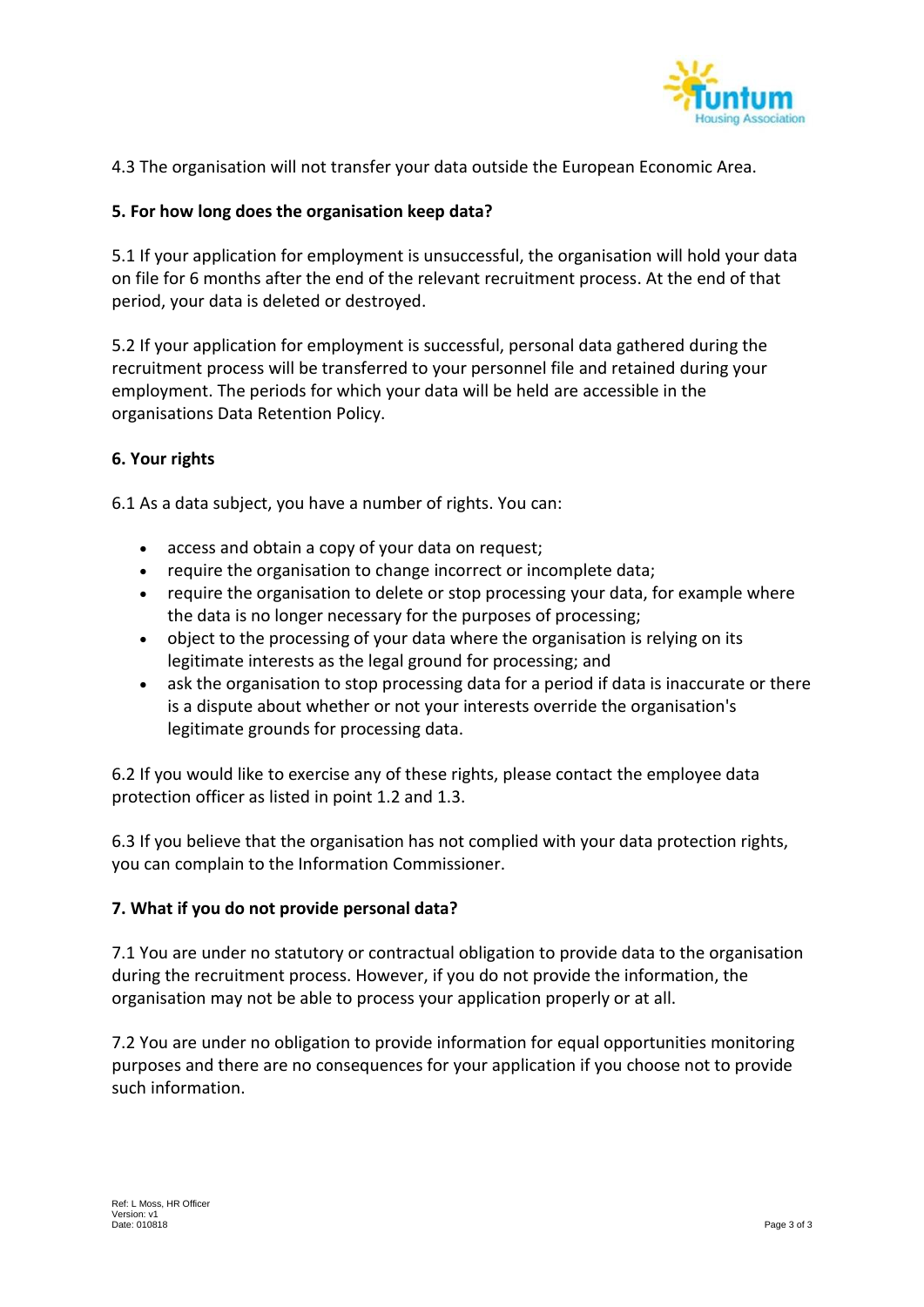4.3 The organisation will not transfer your data outside the European Economic Area.

**5. For how long does the organisation keep data?**

5.1 If your application for employment is unsuccessful, the organisation will hold your data on file for 6 months after the end of the relevant recruitment process. At the end of that period, your data is deleted or destroyed.

5.2 If your application for employment is successful, personal data gathered during the recruitment process will be transferred to your personnel file and retained during your employment. The periods for which your data will be held are accessible in the organisations Data Retention Policy.

**6. Your rights**

6.1 As a data subject, you have a number of rights. You can:

- access and obtain a copy of your data on request;
- require the organisation to change incorrect or incomplete data;
- require the organisation to delete or stop processing your data, for example where the data is no longer necessary for the purposes of processing;
- object to the processing of your data where the organisation is relying on its legitimate interests as the legal ground for processing; and
- ask the organisation to stop processing data for a period if data is inaccurate or there is a dispute about whether or not your interests override the organisation's legitimate grounds for processing data.

6.2 If you would like to exercise any of these rights, please contact the employee data protection officer as listed in point 1.2 and 1.3.

6.3 If you believe that the organisation has not complied with your data protection rights, you can complain to the Information Commissioner.

**7. What if you do not provide personal data?**

7.1 You are under no statutory or contractual obligation to provide data to the organisation during the recruitment process. However, if you do not provide the information, the organisation may not be able to process your application properly or at all.

7.2 You are under no obligation to provide information for equal opportunities monitoring purposes and there are no consequences for your application if you choose not to provide such information.

Ref: L Moss, HR Officer
Version: v1
Date: 010818